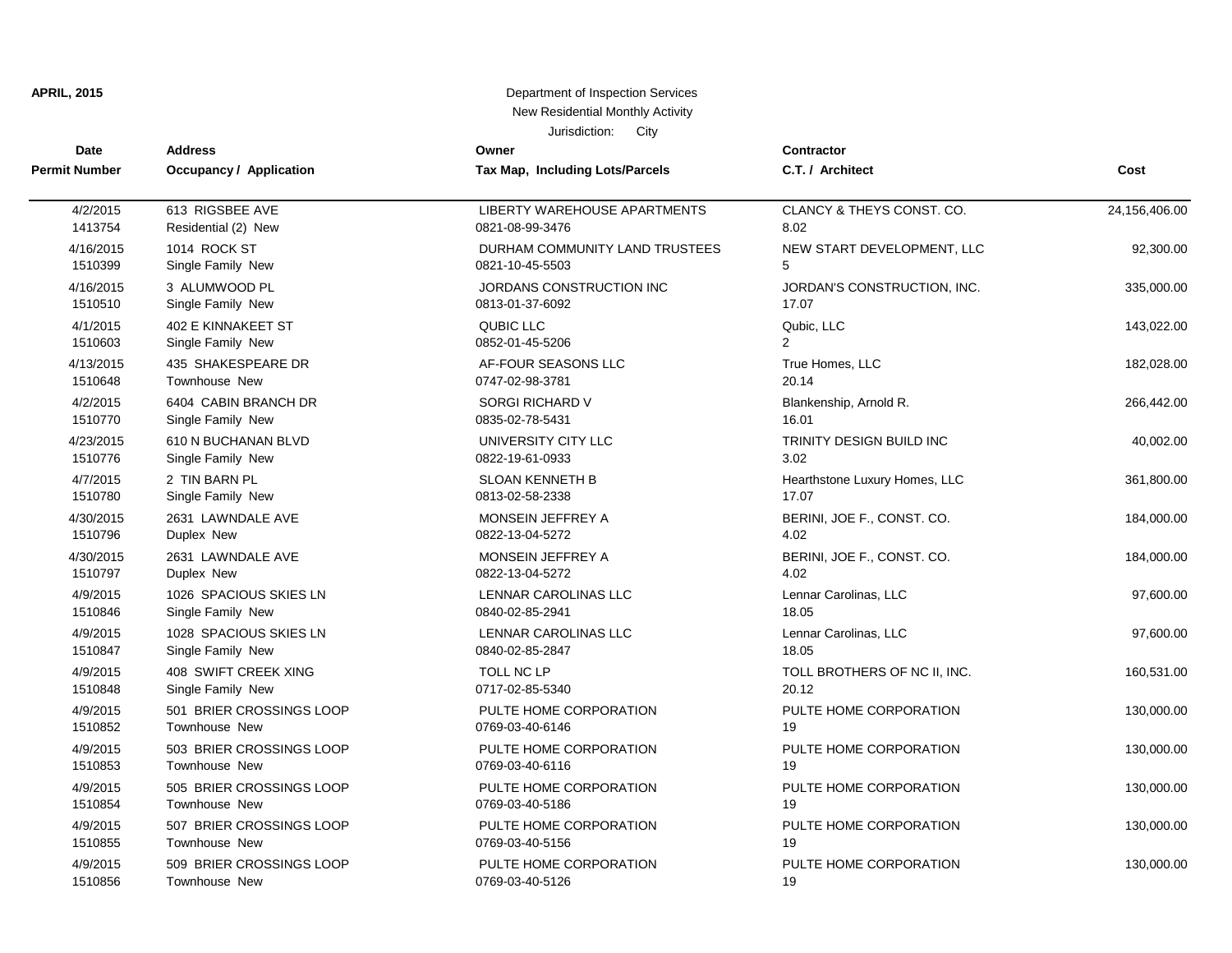**APRIL, 2015**

Department of Inspection Services
New Residential Monthly Activity
Jurisdiction: City

| Date<br>Permit Number | Address<br>Occupancy / Application | Owner<br>Tax Map, Including Lots/Parcels | Contractor<br>C.T. / Architect | Cost |
|---|---|---|---|---|
| 4/2/2015<br>1413754 | 613 RIGSBEE AVE<br>Residential (2) New | LIBERTY WAREHOUSE APARTMENTS<br>0821-08-99-3476 | CLANCY & THEYS CONST. CO.<br>8.02 | 24,156,406.00 |
| 4/16/2015<br>1510399 | 1014 ROCK ST<br>Single Family New | DURHAM COMMUNITY LAND TRUSTEES<br>0821-10-45-5503 | NEW START DEVELOPMENT, LLC<br>5 | 92,300.00 |
| 4/16/2015<br>1510510 | 3 ALUMWOOD PL<br>Single Family New | JORDANS CONSTRUCTION INC<br>0813-01-37-6092 | JORDAN'S CONSTRUCTION, INC.<br>17.07 | 335,000.00 |
| 4/1/2015<br>1510603 | 402 E KINNAKEET ST<br>Single Family New | QUBIC LLC<br>0852-01-45-5206 | Qubic, LLC<br>2 | 143,022.00 |
| 4/13/2015<br>1510648 | 435 SHAKESPEARE DR<br>Townhouse New | AF-FOUR SEASONS LLC<br>0747-02-98-3781 | True Homes, LLC<br>20.14 | 182,028.00 |
| 4/2/2015<br>1510770 | 6404 CABIN BRANCH DR<br>Single Family New | SORGI RICHARD V<br>0835-02-78-5431 | Blankenship, Arnold R.<br>16.01 | 266,442.00 |
| 4/23/2015<br>1510776 | 610 N BUCHANAN BLVD<br>Single Family New | UNIVERSITY CITY LLC<br>0822-19-61-0933 | TRINITY DESIGN BUILD INC<br>3.02 | 40,002.00 |
| 4/7/2015<br>1510780 | 2 TIN BARN PL<br>Single Family New | SLOAN KENNETH B<br>0813-02-58-2338 | Hearthstone Luxury Homes, LLC<br>17.07 | 361,800.00 |
| 4/30/2015<br>1510796 | 2631 LAWNDALE AVE<br>Duplex New | MONSEIN JEFFREY A<br>0822-13-04-5272 | BERINI, JOE F., CONST. CO.<br>4.02 | 184,000.00 |
| 4/30/2015<br>1510797 | 2631 LAWNDALE AVE<br>Duplex New | MONSEIN JEFFREY A<br>0822-13-04-5272 | BERINI, JOE F., CONST. CO.<br>4.02 | 184,000.00 |
| 4/9/2015<br>1510846 | 1026 SPACIOUS SKIES LN<br>Single Family New | LENNAR CAROLINAS LLC<br>0840-02-85-2941 | Lennar Carolinas, LLC<br>18.05 | 97,600.00 |
| 4/9/2015<br>1510847 | 1028 SPACIOUS SKIES LN<br>Single Family New | LENNAR CAROLINAS LLC<br>0840-02-85-2847 | Lennar Carolinas, LLC<br>18.05 | 97,600.00 |
| 4/9/2015<br>1510848 | 408 SWIFT CREEK XING<br>Single Family New | TOLL NC LP<br>0717-02-85-5340 | TOLL BROTHERS OF NC II, INC.<br>20.12 | 160,531.00 |
| 4/9/2015<br>1510852 | 501 BRIER CROSSINGS LOOP<br>Townhouse New | PULTE HOME CORPORATION<br>0769-03-40-6146 | PULTE HOME CORPORATION<br>19 | 130,000.00 |
| 4/9/2015<br>1510853 | 503 BRIER CROSSINGS LOOP<br>Townhouse New | PULTE HOME CORPORATION<br>0769-03-40-6116 | PULTE HOME CORPORATION<br>19 | 130,000.00 |
| 4/9/2015<br>1510854 | 505 BRIER CROSSINGS LOOP<br>Townhouse New | PULTE HOME CORPORATION<br>0769-03-40-5186 | PULTE HOME CORPORATION<br>19 | 130,000.00 |
| 4/9/2015<br>1510855 | 507 BRIER CROSSINGS LOOP<br>Townhouse New | PULTE HOME CORPORATION<br>0769-03-40-5156 | PULTE HOME CORPORATION<br>19 | 130,000.00 |
| 4/9/2015<br>1510856 | 509 BRIER CROSSINGS LOOP<br>Townhouse New | PULTE HOME CORPORATION<br>0769-03-40-5126 | PULTE HOME CORPORATION<br>19 | 130,000.00 |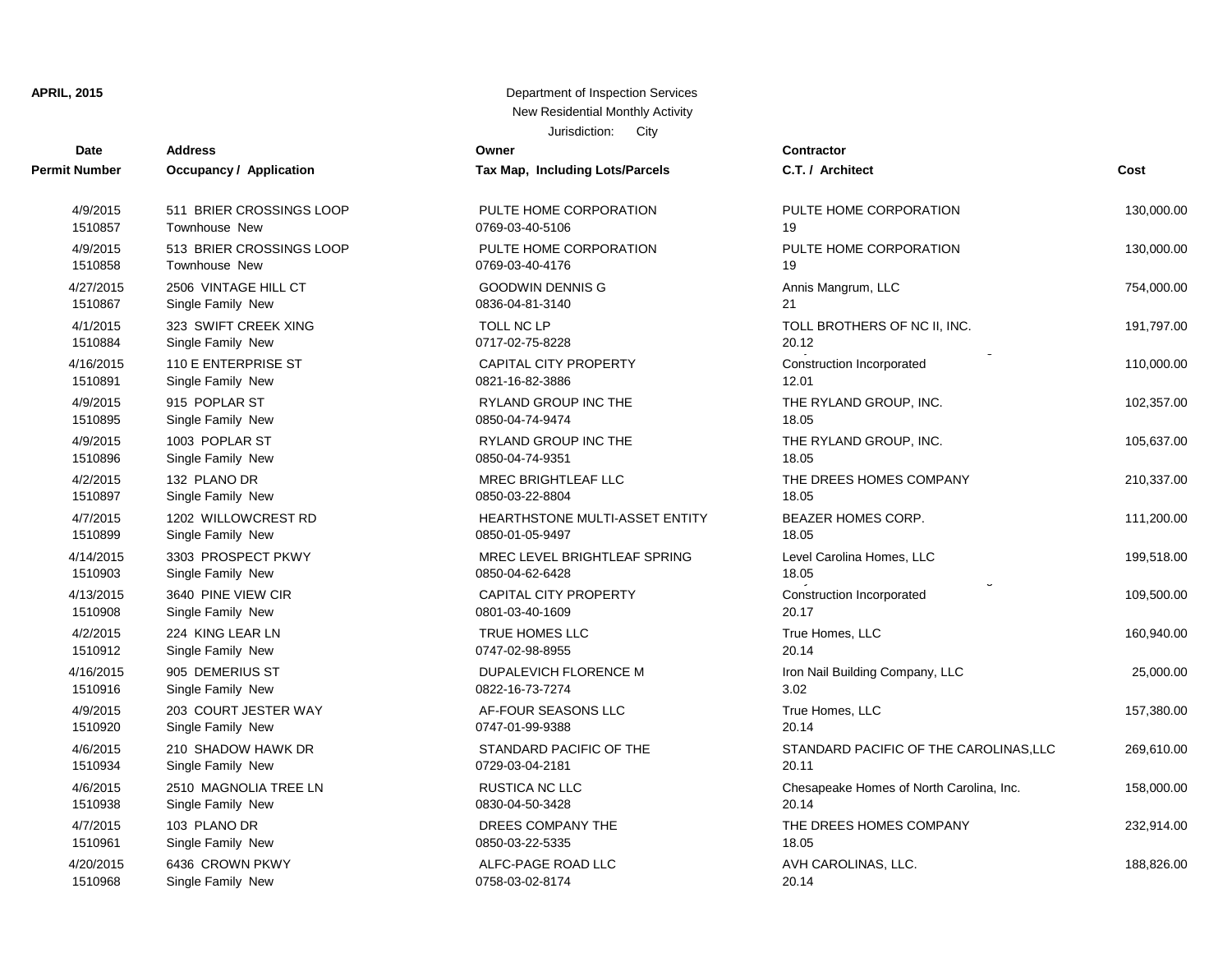**APRIL, 2015**

Department of Inspection Services
New Residential Monthly Activity
Jurisdiction: City

| Date<br>Permit Number | Address<br>Occupancy / Application | Owner<br>Tax Map, Including Lots/Parcels | Contractor<br>C.T. / Architect | Cost |
|---|---|---|---|---|
| 4/9/2015<br>1510857 | 511 BRIER CROSSINGS LOOP<br>Townhouse New | PULTE HOME CORPORATION<br>0769-03-40-5106 | PULTE HOME CORPORATION<br>19 | 130,000.00 |
| 4/9/2015<br>1510858 | 513 BRIER CROSSINGS LOOP<br>Townhouse New | PULTE HOME CORPORATION<br>0769-03-40-4176 | PULTE HOME CORPORATION<br>19 | 130,000.00 |
| 4/27/2015<br>1510867 | 2506 VINTAGE HILL CT<br>Single Family New | GOODWIN DENNIS G<br>0836-04-81-3140 | Annis Mangrum, LLC<br>21 | 754,000.00 |
| 4/1/2015<br>1510884 | 323 SWIFT CREEK XING<br>Single Family New | TOLL NC LP<br>0717-02-75-8228 | TOLL BROTHERS OF NC II, INC.<br>20.12 | 191,797.00 |
| 4/16/2015<br>1510891 | 110 E ENTERPRISE ST<br>Single Family New | CAPITAL CITY PROPERTY<br>0821-16-82-3886 | Construction Incorporated<br>12.01 | 110,000.00 |
| 4/9/2015<br>1510895 | 915 POPLAR ST<br>Single Family New | RYLAND GROUP INC THE<br>0850-04-74-9474 | THE RYLAND GROUP, INC.<br>18.05 | 102,357.00 |
| 4/9/2015<br>1510896 | 1003 POPLAR ST<br>Single Family New | RYLAND GROUP INC THE<br>0850-04-74-9351 | THE RYLAND GROUP, INC.<br>18.05 | 105,637.00 |
| 4/2/2015<br>1510897 | 132 PLANO DR<br>Single Family New | MREC BRIGHTLEAF LLC<br>0850-03-22-8804 | THE DREES HOMES COMPANY<br>18.05 | 210,337.00 |
| 4/7/2015<br>1510899 | 1202 WILLOWCREST RD<br>Single Family New | HEARTHSTONE MULTI-ASSET ENTITY<br>0850-01-05-9497 | BEAZER HOMES CORP.<br>18.05 | 111,200.00 |
| 4/14/2015<br>1510903 | 3303 PROSPECT PKWY<br>Single Family New | MREC LEVEL BRIGHTLEAF SPRING<br>0850-04-62-6428 | Level Carolina Homes, LLC<br>18.05 | 199,518.00 |
| 4/13/2015<br>1510908 | 3640 PINE VIEW CIR<br>Single Family New | CAPITAL CITY PROPERTY<br>0801-03-40-1609 | Construction Incorporated<br>20.17 | 109,500.00 |
| 4/2/2015<br>1510912 | 224 KING LEAR LN<br>Single Family New | TRUE HOMES LLC<br>0747-02-98-8955 | True Homes, LLC<br>20.14 | 160,940.00 |
| 4/16/2015<br>1510916 | 905 DEMERIUS ST<br>Single Family New | DUPALEVICH FLORENCE M<br>0822-16-73-7274 | Iron Nail Building Company, LLC<br>3.02 | 25,000.00 |
| 4/9/2015<br>1510920 | 203 COURT JESTER WAY<br>Single Family New | AF-FOUR SEASONS LLC<br>0747-01-99-9388 | True Homes, LLC<br>20.14 | 157,380.00 |
| 4/6/2015<br>1510934 | 210 SHADOW HAWK DR<br>Single Family New | STANDARD PACIFIC OF THE<br>0729-03-04-2181 | STANDARD PACIFIC OF THE CAROLINAS,LLC<br>20.11 | 269,610.00 |
| 4/6/2015<br>1510938 | 2510 MAGNOLIA TREE LN<br>Single Family New | RUSTICA NC LLC<br>0830-04-50-3428 | Chesapeake Homes of North Carolina, Inc.<br>20.14 | 158,000.00 |
| 4/7/2015<br>1510961 | 103 PLANO DR<br>Single Family New | DREES COMPANY THE<br>0850-03-22-5335 | THE DREES HOMES COMPANY<br>18.05 | 232,914.00 |
| 4/20/2015<br>1510968 | 6436 CROWN PKWY<br>Single Family New | ALFC-PAGE ROAD LLC<br>0758-03-02-8174 | AVH CAROLINAS, LLC.<br>20.14 | 188,826.00 |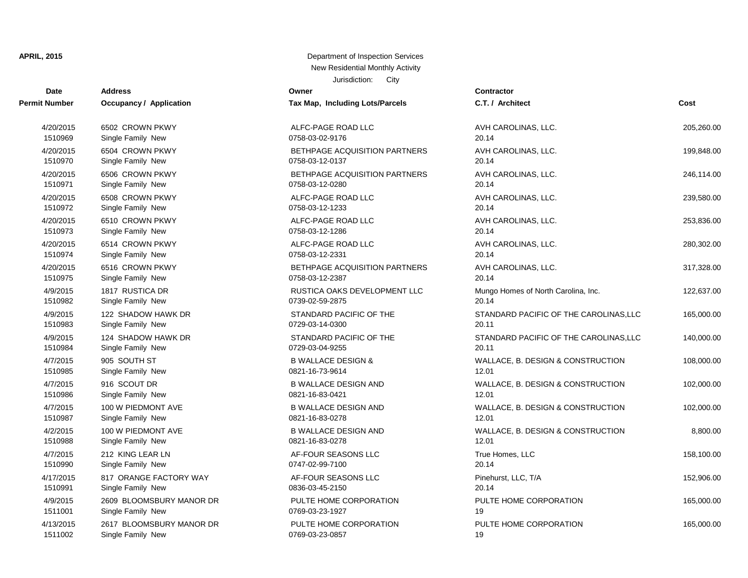**APRIL, 2015**

Department of Inspection Services
New Residential Monthly Activity
Jurisdiction: City

| Date<br>Permit Number | Address<br>Occupancy / Application | Owner<br>Tax Map, Including Lots/Parcels | Contractor<br>C.T. / Architect | Cost |
|---|---|---|---|---|
| 4/20/2015<br>1510969 | 6502 CROWN PKWY<br>Single Family New | ALFC-PAGE ROAD LLC<br>0758-03-02-9176 | AVH CAROLINAS, LLC.<br>20.14 | 205,260.00 |
| 4/20/2015<br>1510970 | 6504 CROWN PKWY<br>Single Family New | BETHPAGE ACQUISITION PARTNERS<br>0758-03-12-0137 | AVH CAROLINAS, LLC.<br>20.14 | 199,848.00 |
| 4/20/2015<br>1510971 | 6506 CROWN PKWY<br>Single Family New | BETHPAGE ACQUISITION PARTNERS<br>0758-03-12-0280 | AVH CAROLINAS, LLC.<br>20.14 | 246,114.00 |
| 4/20/2015<br>1510972 | 6508 CROWN PKWY<br>Single Family New | ALFC-PAGE ROAD LLC<br>0758-03-12-1233 | AVH CAROLINAS, LLC.<br>20.14 | 239,580.00 |
| 4/20/2015<br>1510973 | 6510 CROWN PKWY<br>Single Family New | ALFC-PAGE ROAD LLC<br>0758-03-12-1286 | AVH CAROLINAS, LLC.<br>20.14 | 253,836.00 |
| 4/20/2015<br>1510974 | 6514 CROWN PKWY<br>Single Family New | ALFC-PAGE ROAD LLC<br>0758-03-12-2331 | AVH CAROLINAS, LLC.<br>20.14 | 280,302.00 |
| 4/20/2015<br>1510975 | 6516 CROWN PKWY<br>Single Family New | BETHPAGE ACQUISITION PARTNERS<br>0758-03-12-2387 | AVH CAROLINAS, LLC.<br>20.14 | 317,328.00 |
| 4/9/2015<br>1510982 | 1817 RUSTICA DR<br>Single Family New | RUSTICA OAKS DEVELOPMENT LLC<br>0739-02-59-2875 | Mungo Homes of North Carolina, Inc.<br>20.14 | 122,637.00 |
| 4/9/2015<br>1510983 | 122 SHADOW HAWK DR<br>Single Family New | STANDARD PACIFIC OF THE<br>0729-03-14-0300 | STANDARD PACIFIC OF THE CAROLINAS,LLC<br>20.11 | 165,000.00 |
| 4/9/2015<br>1510984 | 124 SHADOW HAWK DR<br>Single Family New | STANDARD PACIFIC OF THE<br>0729-03-04-9255 | STANDARD PACIFIC OF THE CAROLINAS,LLC<br>20.11 | 140,000.00 |
| 4/7/2015<br>1510985 | 905 SOUTH ST<br>Single Family New | B WALLACE DESIGN &<br>0821-16-73-9614 | WALLACE, B. DESIGN & CONSTRUCTION<br>12.01 | 108,000.00 |
| 4/7/2015<br>1510986 | 916 SCOUT DR<br>Single Family New | B WALLACE DESIGN AND<br>0821-16-83-0421 | WALLACE, B. DESIGN & CONSTRUCTION<br>12.01 | 102,000.00 |
| 4/7/2015<br>1510987 | 100 W PIEDMONT AVE<br>Single Family New | B WALLACE DESIGN AND<br>0821-16-83-0278 | WALLACE, B. DESIGN & CONSTRUCTION<br>12.01 | 102,000.00 |
| 4/2/2015<br>1510988 | 100 W PIEDMONT AVE<br>Single Family New | B WALLACE DESIGN AND<br>0821-16-83-0278 | WALLACE, B. DESIGN & CONSTRUCTION<br>12.01 | 8,800.00 |
| 4/7/2015<br>1510990 | 212 KING LEAR LN<br>Single Family New | AF-FOUR SEASONS LLC<br>0747-02-99-7100 | True Homes, LLC<br>20.14 | 158,100.00 |
| 4/17/2015<br>1510991 | 817 ORANGE FACTORY WAY<br>Single Family New | AF-FOUR SEASONS LLC<br>0836-03-45-2150 | Pinehurst, LLC, T/A<br>20.14 | 152,906.00 |
| 4/9/2015<br>1511001 | 2609 BLOOMSBURY MANOR DR<br>Single Family New | PULTE HOME CORPORATION<br>0769-03-23-1927 | PULTE HOME CORPORATION<br>19 | 165,000.00 |
| 4/13/2015<br>1511002 | 2617 BLOOMSBURY MANOR DR<br>Single Family New | PULTE HOME CORPORATION<br>0769-03-23-0857 | PULTE HOME CORPORATION<br>19 | 165,000.00 |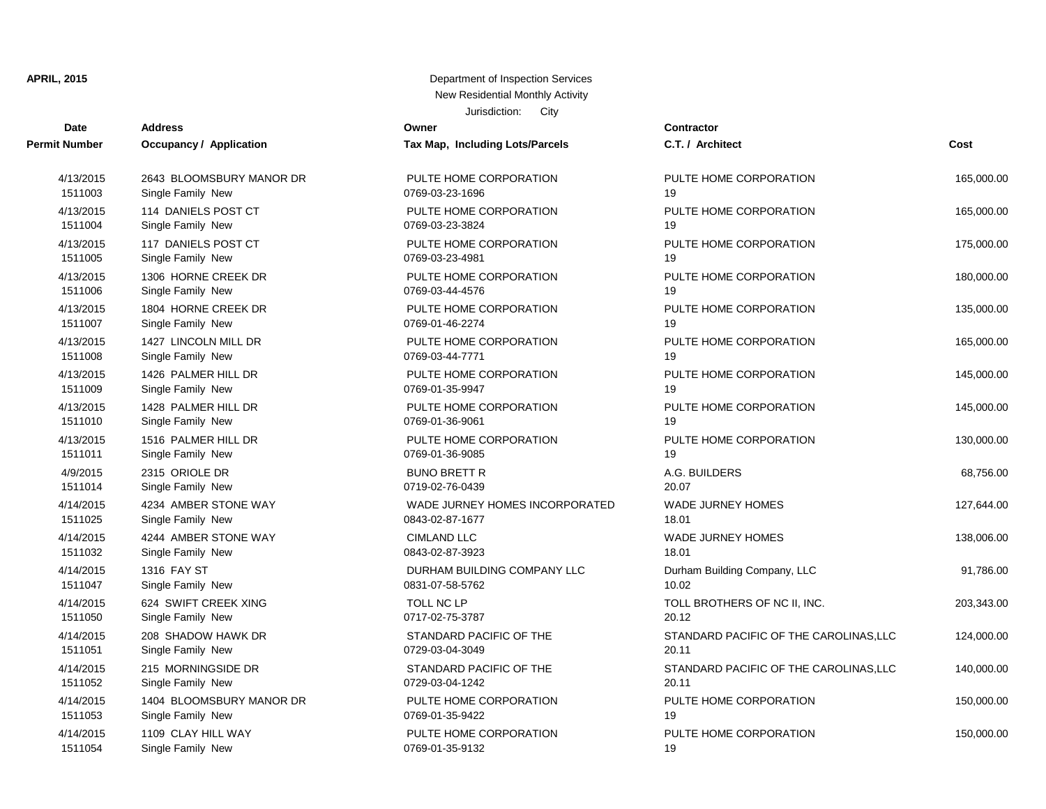**APRIL, 2015**

Department of Inspection Services
New Residential Monthly Activity
Jurisdiction: City

| Date<br>Permit Number | Address<br>Occupancy / Application | Owner<br>Tax Map, Including Lots/Parcels | Contractor<br>C.T. / Architect | Cost |
|---|---|---|---|---|
| 4/13/2015<br>1511003 | 2643 BLOOMSBURY MANOR DR<br>Single Family New | PULTE HOME CORPORATION<br>0769-03-23-1696 | PULTE HOME CORPORATION<br>19 | 165,000.00 |
| 4/13/2015<br>1511004 | 114 DANIELS POST CT<br>Single Family New | PULTE HOME CORPORATION<br>0769-03-23-3824 | PULTE HOME CORPORATION<br>19 | 165,000.00 |
| 4/13/2015<br>1511005 | 117 DANIELS POST CT<br>Single Family New | PULTE HOME CORPORATION<br>0769-03-23-4981 | PULTE HOME CORPORATION<br>19 | 175,000.00 |
| 4/13/2015<br>1511006 | 1306 HORNE CREEK DR<br>Single Family New | PULTE HOME CORPORATION<br>0769-03-44-4576 | PULTE HOME CORPORATION<br>19 | 180,000.00 |
| 4/13/2015<br>1511007 | 1804 HORNE CREEK DR<br>Single Family New | PULTE HOME CORPORATION<br>0769-01-46-2274 | PULTE HOME CORPORATION<br>19 | 135,000.00 |
| 4/13/2015<br>1511008 | 1427 LINCOLN MILL DR<br>Single Family New | PULTE HOME CORPORATION<br>0769-03-44-7771 | PULTE HOME CORPORATION<br>19 | 165,000.00 |
| 4/13/2015<br>1511009 | 1426 PALMER HILL DR<br>Single Family New | PULTE HOME CORPORATION<br>0769-01-35-9947 | PULTE HOME CORPORATION<br>19 | 145,000.00 |
| 4/13/2015<br>1511010 | 1428 PALMER HILL DR<br>Single Family New | PULTE HOME CORPORATION<br>0769-01-36-9061 | PULTE HOME CORPORATION<br>19 | 145,000.00 |
| 4/13/2015<br>1511011 | 1516 PALMER HILL DR<br>Single Family New | PULTE HOME CORPORATION<br>0769-01-36-9085 | PULTE HOME CORPORATION<br>19 | 130,000.00 |
| 4/9/2015<br>1511014 | 2315 ORIOLE DR<br>Single Family New | BUNO BRETT R<br>0719-02-76-0439 | A.G. BUILDERS<br>20.07 | 68,756.00 |
| 4/14/2015<br>1511025 | 4234 AMBER STONE WAY<br>Single Family New | WADE JURNEY HOMES INCORPORATED<br>0843-02-87-1677 | WADE JURNEY HOMES<br>18.01 | 127,644.00 |
| 4/14/2015<br>1511032 | 4244 AMBER STONE WAY<br>Single Family New | CIMLAND LLC<br>0843-02-87-3923 | WADE JURNEY HOMES<br>18.01 | 138,006.00 |
| 4/14/2015<br>1511047 | 1316 FAY ST<br>Single Family New | DURHAM BUILDING COMPANY LLC<br>0831-07-58-5762 | Durham Building Company, LLC<br>10.02 | 91,786.00 |
| 4/14/2015<br>1511050 | 624 SWIFT CREEK XING<br>Single Family New | TOLL NC LP<br>0717-02-75-3787 | TOLL BROTHERS OF NC II, INC.<br>20.12 | 203,343.00 |
| 4/14/2015<br>1511051 | 208 SHADOW HAWK DR<br>Single Family New | STANDARD PACIFIC OF THE<br>0729-03-04-3049 | STANDARD PACIFIC OF THE CAROLINAS,LLC<br>20.11 | 124,000.00 |
| 4/14/2015<br>1511052 | 215 MORNINGSIDE DR<br>Single Family New | STANDARD PACIFIC OF THE<br>0729-03-04-1242 | STANDARD PACIFIC OF THE CAROLINAS,LLC<br>20.11 | 140,000.00 |
| 4/14/2015<br>1511053 | 1404 BLOOMSBURY MANOR DR<br>Single Family New | PULTE HOME CORPORATION<br>0769-01-35-9422 | PULTE HOME CORPORATION<br>19 | 150,000.00 |
| 4/14/2015<br>1511054 | 1109 CLAY HILL WAY<br>Single Family New | PULTE HOME CORPORATION<br>0769-01-35-9132 | PULTE HOME CORPORATION<br>19 | 150,000.00 |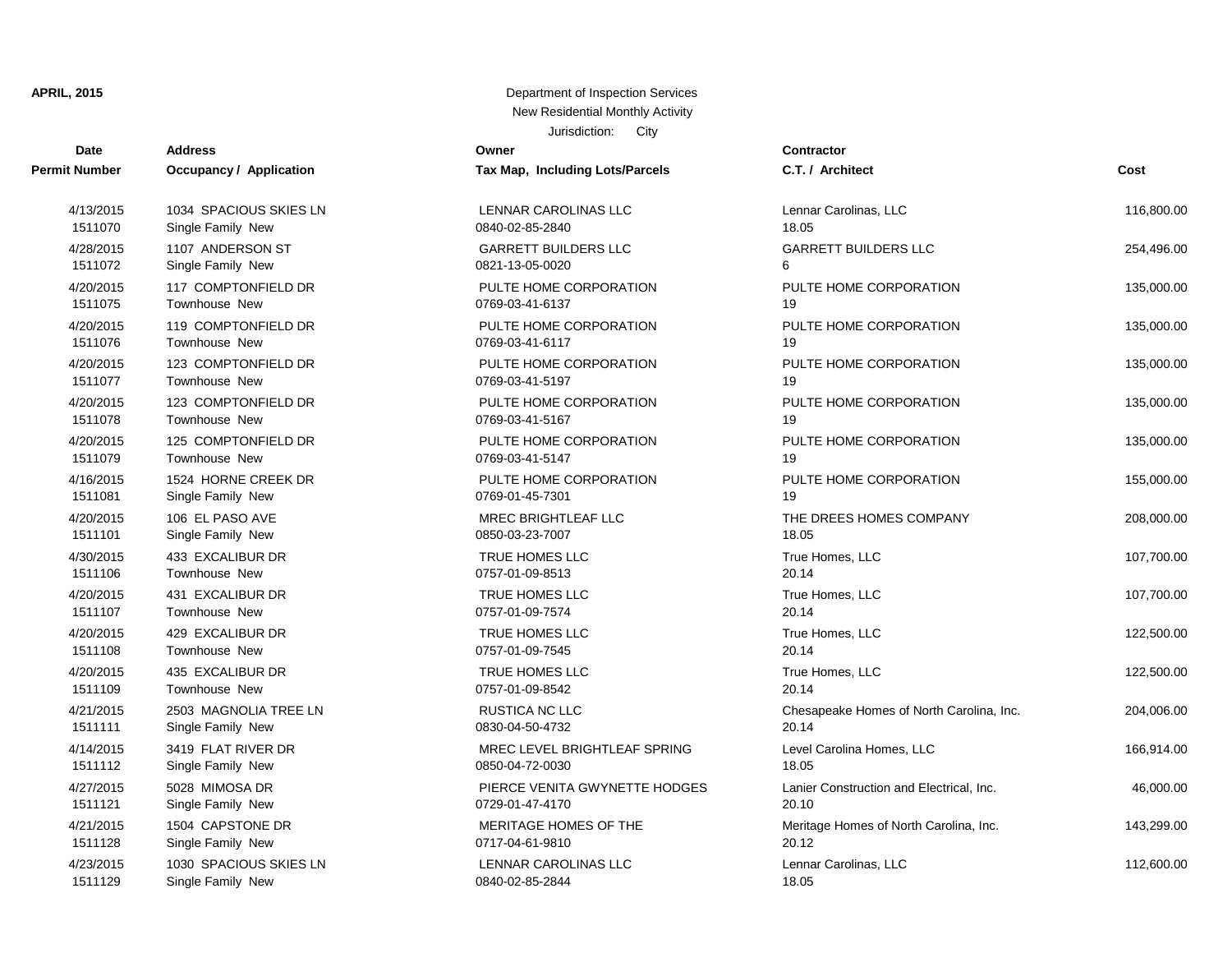**APRIL, 2015**

Department of Inspection Services
New Residential Monthly Activity
Jurisdiction: City

| Date<br>Permit Number | Address<br>Occupancy / Application | Owner<br>Tax Map, Including Lots/Parcels | Contractor<br>C.T. / Architect | Cost |
|---|---|---|---|---|
| 4/13/2015<br>1511070 | 1034 SPACIOUS SKIES LN<br>Single Family New | LENNAR CAROLINAS LLC<br>0840-02-85-2840 | Lennar Carolinas, LLC<br>18.05 | 116,800.00 |
| 4/28/2015<br>1511072 | 1107 ANDERSON ST<br>Single Family New | GARRETT BUILDERS LLC<br>0821-13-05-0020 | GARRETT BUILDERS LLC<br>6 | 254,496.00 |
| 4/20/2015<br>1511075 | 117 COMPTONFIELD DR<br>Townhouse New | PULTE HOME CORPORATION<br>0769-03-41-6137 | PULTE HOME CORPORATION<br>19 | 135,000.00 |
| 4/20/2015<br>1511076 | 119 COMPTONFIELD DR<br>Townhouse New | PULTE HOME CORPORATION<br>0769-03-41-6117 | PULTE HOME CORPORATION<br>19 | 135,000.00 |
| 4/20/2015<br>1511077 | 123 COMPTONFIELD DR<br>Townhouse New | PULTE HOME CORPORATION<br>0769-03-41-5197 | PULTE HOME CORPORATION<br>19 | 135,000.00 |
| 4/20/2015<br>1511078 | 123 COMPTONFIELD DR<br>Townhouse New | PULTE HOME CORPORATION<br>0769-03-41-5167 | PULTE HOME CORPORATION<br>19 | 135,000.00 |
| 4/20/2015<br>1511079 | 125 COMPTONFIELD DR<br>Townhouse New | PULTE HOME CORPORATION<br>0769-03-41-5147 | PULTE HOME CORPORATION<br>19 | 135,000.00 |
| 4/16/2015<br>1511081 | 1524 HORNE CREEK DR<br>Single Family New | PULTE HOME CORPORATION<br>0769-01-45-7301 | PULTE HOME CORPORATION<br>19 | 155,000.00 |
| 4/20/2015<br>1511101 | 106 EL PASO AVE<br>Single Family New | MREC BRIGHTLEAF LLC<br>0850-03-23-7007 | THE DREES HOMES COMPANY<br>18.05 | 208,000.00 |
| 4/30/2015<br>1511106 | 433 EXCALIBUR DR<br>Townhouse New | TRUE HOMES LLC<br>0757-01-09-8513 | True Homes, LLC<br>20.14 | 107,700.00 |
| 4/20/2015<br>1511107 | 431 EXCALIBUR DR<br>Townhouse New | TRUE HOMES LLC<br>0757-01-09-7574 | True Homes, LLC<br>20.14 | 107,700.00 |
| 4/20/2015<br>1511108 | 429 EXCALIBUR DR<br>Townhouse New | TRUE HOMES LLC<br>0757-01-09-7545 | True Homes, LLC<br>20.14 | 122,500.00 |
| 4/20/2015<br>1511109 | 435 EXCALIBUR DR<br>Townhouse New | TRUE HOMES LLC<br>0757-01-09-8542 | True Homes, LLC<br>20.14 | 122,500.00 |
| 4/21/2015<br>1511111 | 2503 MAGNOLIA TREE LN<br>Single Family New | RUSTICA NC LLC<br>0830-04-50-4732 | Chesapeake Homes of North Carolina, Inc.<br>20.14 | 204,006.00 |
| 4/14/2015<br>1511112 | 3419 FLAT RIVER DR<br>Single Family New | MREC LEVEL BRIGHTLEAF SPRING<br>0850-04-72-0030 | Level Carolina Homes, LLC<br>18.05 | 166,914.00 |
| 4/27/2015<br>1511121 | 5028 MIMOSA DR<br>Single Family New | PIERCE VENITA GWYNETTE HODGES<br>0729-01-47-4170 | Lanier Construction and Electrical, Inc.<br>20.10 | 46,000.00 |
| 4/21/2015<br>1511128 | 1504 CAPSTONE DR<br>Single Family New | MERITAGE HOMES OF THE<br>0717-04-61-9810 | Meritage Homes of North Carolina, Inc.<br>20.12 | 143,299.00 |
| 4/23/2015<br>1511129 | 1030 SPACIOUS SKIES LN<br>Single Family New | LENNAR CAROLINAS LLC<br>0840-02-85-2844 | Lennar Carolinas, LLC<br>18.05 | 112,600.00 |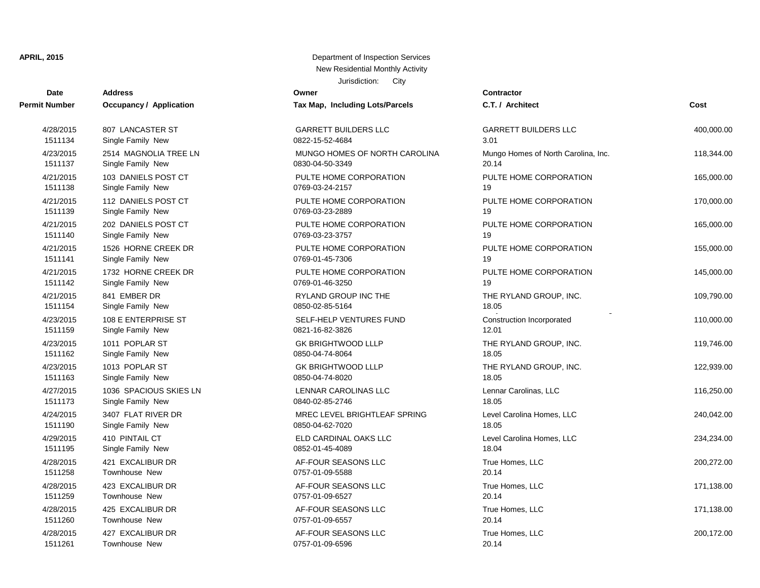**APRIL, 2015**

Department of Inspection Services
New Residential Monthly Activity
Jurisdiction: City

| Date / Permit Number | Address / Occupancy / Application | Owner / Tax Map, Including Lots/Parcels | Contractor / C.T. / Architect | Cost |
|---|---|---|---|---|
| 4/28/2015<br>1511134 | 807 LANCASTER ST<br>Single Family New | GARRETT BUILDERS LLC<br>0822-15-52-4684 | GARRETT BUILDERS LLC<br>3.01 | 400,000.00 |
| 4/23/2015<br>1511137 | 2514 MAGNOLIA TREE LN<br>Single Family New | MUNGO HOMES OF NORTH CAROLINA<br>0830-04-50-3349 | Mungo Homes of North Carolina, Inc.<br>20.14 | 118,344.00 |
| 4/21/2015<br>1511138 | 103 DANIELS POST CT<br>Single Family New | PULTE HOME CORPORATION<br>0769-03-24-2157 | PULTE HOME CORPORATION<br>19 | 165,000.00 |
| 4/21/2015<br>1511139 | 112 DANIELS POST CT<br>Single Family New | PULTE HOME CORPORATION<br>0769-03-23-2889 | PULTE HOME CORPORATION<br>19 | 170,000.00 |
| 4/21/2015<br>1511140 | 202 DANIELS POST CT<br>Single Family New | PULTE HOME CORPORATION<br>0769-03-23-3757 | PULTE HOME CORPORATION<br>19 | 165,000.00 |
| 4/21/2015<br>1511141 | 1526 HORNE CREEK DR<br>Single Family New | PULTE HOME CORPORATION<br>0769-01-45-7306 | PULTE HOME CORPORATION<br>19 | 155,000.00 |
| 4/21/2015<br>1511142 | 1732 HORNE CREEK DR<br>Single Family New | PULTE HOME CORPORATION<br>0769-01-46-3250 | PULTE HOME CORPORATION<br>19 | 145,000.00 |
| 4/21/2015<br>1511154 | 841 EMBER DR<br>Single Family New | RYLAND GROUP INC THE<br>0850-02-85-5164 | THE RYLAND GROUP, INC.<br>18.05 | 109,790.00 |
| 4/23/2015<br>1511159 | 108 E ENTERPRISE ST<br>Single Family New | SELF-HELP VENTURES FUND<br>0821-16-82-3826 | Construction Incorporated<br>12.01 | 110,000.00 |
| 4/23/2015<br>1511162 | 1011 POPLAR ST<br>Single Family New | GK BRIGHTWOOD LLLP<br>0850-04-74-8064 | THE RYLAND GROUP, INC.<br>18.05 | 119,746.00 |
| 4/23/2015<br>1511163 | 1013 POPLAR ST<br>Single Family New | GK BRIGHTWOOD LLLP<br>0850-04-74-8020 | THE RYLAND GROUP, INC.<br>18.05 | 122,939.00 |
| 4/27/2015<br>1511173 | 1036 SPACIOUS SKIES LN<br>Single Family New | LENNAR CAROLINAS LLC<br>0840-02-85-2746 | Lennar Carolinas, LLC<br>18.05 | 116,250.00 |
| 4/24/2015<br>1511190 | 3407 FLAT RIVER DR<br>Single Family New | MREC LEVEL BRIGHTLEAF SPRING<br>0850-04-62-7020 | Level Carolina Homes, LLC<br>18.05 | 240,042.00 |
| 4/29/2015<br>1511195 | 410 PINTAIL CT<br>Single Family New | ELD CARDINAL OAKS LLC<br>0852-01-45-4089 | Level Carolina Homes, LLC<br>18.04 | 234,234.00 |
| 4/28/2015<br>1511258 | 421 EXCALIBUR DR<br>Townhouse New | AF-FOUR SEASONS LLC<br>0757-01-09-5588 | True Homes, LLC<br>20.14 | 200,272.00 |
| 4/28/2015<br>1511259 | 423 EXCALIBUR DR<br>Townhouse New | AF-FOUR SEASONS LLC<br>0757-01-09-6527 | True Homes, LLC<br>20.14 | 171,138.00 |
| 4/28/2015<br>1511260 | 425 EXCALIBUR DR<br>Townhouse New | AF-FOUR SEASONS LLC<br>0757-01-09-6557 | True Homes, LLC<br>20.14 | 171,138.00 |
| 4/28/2015<br>1511261 | 427 EXCALIBUR DR<br>Townhouse New | AF-FOUR SEASONS LLC<br>0757-01-09-6596 | True Homes, LLC<br>20.14 | 200,172.00 |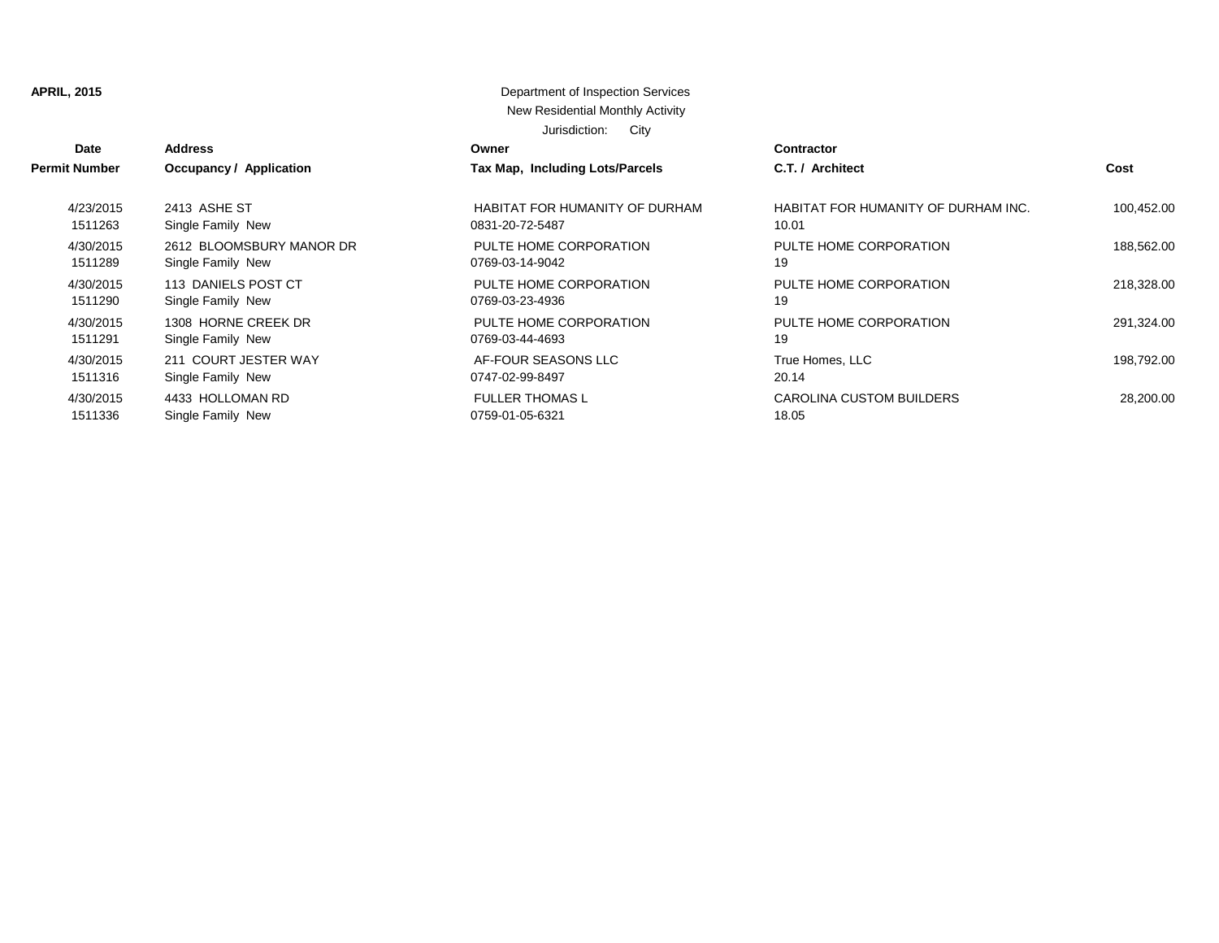**APRIL, 2015**

Department of Inspection Services
New Residential Monthly Activity
Jurisdiction: City

| Date / Permit Number | Address / Occupancy / Application | Owner / Tax Map, Including Lots/Parcels | Contractor / C.T. / Architect | Cost |
|---|---|---|---|---|
| 4/23/2015<br>1511263 | 2413 ASHE ST<br>Single Family New | HABITAT FOR HUMANITY OF DURHAM<br>0831-20-72-5487 | HABITAT FOR HUMANITY OF DURHAM INC.<br>10.01 | 100,452.00 |
| 4/30/2015<br>1511289 | 2612 BLOOMSBURY MANOR DR<br>Single Family New | PULTE HOME CORPORATION<br>0769-03-14-9042 | PULTE HOME CORPORATION<br>19 | 188,562.00 |
| 4/30/2015<br>1511290 | 113 DANIELS POST CT<br>Single Family New | PULTE HOME CORPORATION<br>0769-03-23-4936 | PULTE HOME CORPORATION<br>19 | 218,328.00 |
| 4/30/2015<br>1511291 | 1308 HORNE CREEK DR<br>Single Family New | PULTE HOME CORPORATION<br>0769-03-44-4693 | PULTE HOME CORPORATION<br>19 | 291,324.00 |
| 4/30/2015<br>1511316 | 211 COURT JESTER WAY<br>Single Family New | AF-FOUR SEASONS LLC<br>0747-02-99-8497 | True Homes, LLC<br>20.14 | 198,792.00 |
| 4/30/2015<br>1511336 | 4433 HOLLOMAN RD<br>Single Family New | FULLER THOMAS L<br>0759-01-05-6321 | CAROLINA CUSTOM BUILDERS<br>18.05 | 28,200.00 |